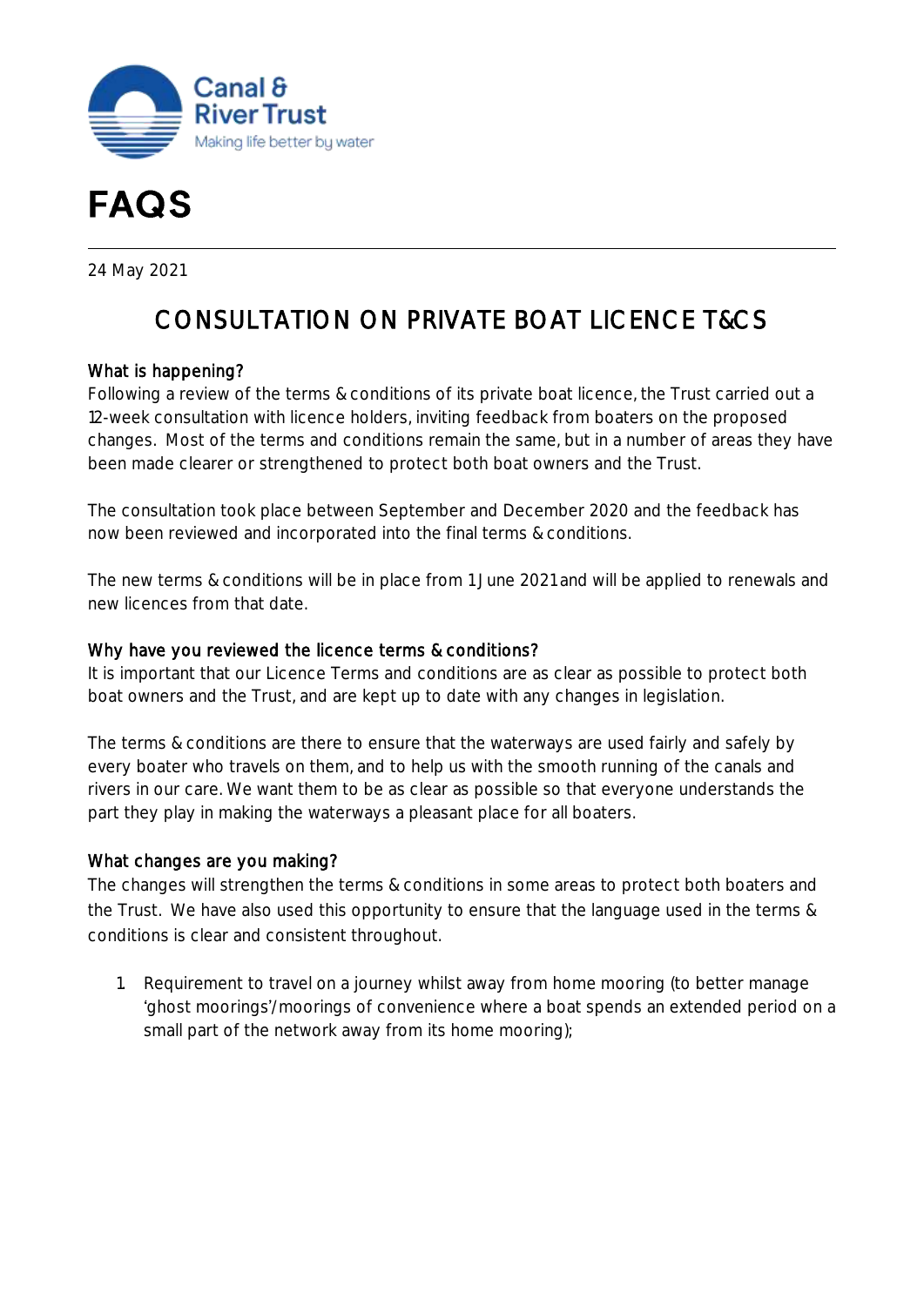# FAQS

24 May 2021

## CONSULTATION ON PRIVATE BOAT LICENCE T&CS

### What is happening?

Following a review of the terms & conditions of its private boat licence, the Trust carried out a 12-week consultation with licence holders, inviting feedback from boaters on the proposed changes. Most of the terms and conditions remain the same, but in a number of areas they have been made clearer or strengthened to protect both boat owners and the Trust.

The consultation took place between September and December 2020 and the feedback has now been reviewed and incorporated into the final terms & conditions.

The new terms & conditions will be in place from 1 June 2021 and will be applied to renewals and new licences from that date.

### Why have you reviewed the licence terms & conditions?

It is important that our Licence Terms and conditions are as clear as possible to protect both boat owners and the Trust, and are kept up to date with any changes in legislation.

The terms & conditions are there to ensure that the waterways are used fairly and safely by every boater who travels on them, and to help us with the smooth running of the canals and rivers in our care. We want them to be as clear as possible so that everyone understands the part they play in making the waterways a pleasant place for all boaters.

### What changes are you making?

The changes will strengthen the terms & conditions in some areas to protect both boaters and the Trust. We have also used this opportunity to ensure that the language used in the terms & conditions is clear and consistent throughout.

1. Requirement to travel on a journey whilst away from home mooring (to better manage 'ghost moorings'/moorings of convenience where a boat spends an extended period on a small part of the network away from its home mooring);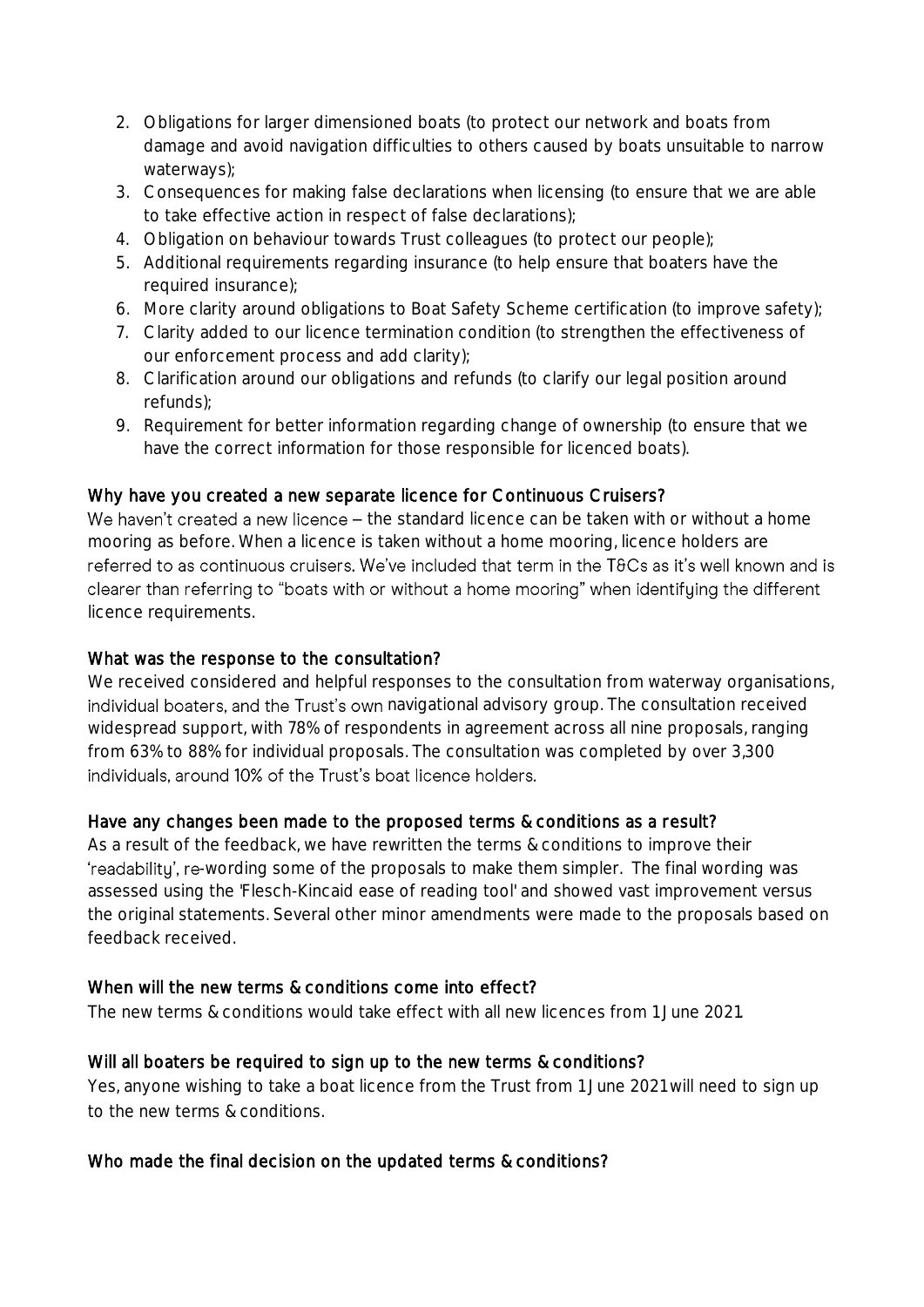2. Obligations for larger dimensioned boats (to protect our network and boats from damage and avoid navigation difficulties to others caused by boats unsuitable to narrow waterways);
3. Consequences for making false declarations when licensing (to ensure that we are able to take effective action in respect of false declarations);
4. Obligation on behaviour towards Trust colleagues (to protect our people);
5. Additional requirements regarding insurance (to help ensure that boaters have the required insurance);
6. More clarity around obligations to Boat Safety Scheme certification (to improve safety);
7. Clarity added to our licence termination condition (to strengthen the effectiveness of our enforcement process and add clarity);
8. Clarification around our obligations and refunds (to clarify our legal position around refunds);
9. Requirement for better information regarding change of ownership (to ensure that we have the correct information for those responsible for licenced boats).

### Why have you created a new separate licence for Continuous Cruisers?

We haven't created a new licence – the standard licence can be taken with or without a home mooring as before. When a licence is taken without a home mooring, licence holders are referred to as continuous cruisers. We've included that term in the T&Cs as it's well known and is clearer than referring to "boats with or without a home mooring" when identifying the different licence requirements.

### What was the response to the consultation?

We received considered and helpful responses to the consultation from waterway organisations, individual boaters, and the Trust's own navigational advisory group. The consultation received widespread support, with 78% of respondents in agreement across all nine proposals, ranging from 63% to 88% for individual proposals. The consultation was completed by over 3,300 individuals, around 10% of the Trust's boat licence holders.

### Have any changes been made to the proposed terms & conditions as a result?

As a result of the feedback, we have rewritten the terms & conditions to improve their 'readability', re-wording some of the proposals to make them simpler. The final wording was assessed using the 'Flesch-Kincaid ease of reading tool' and showed vast improvement versus the original statements. Several other minor amendments were made to the proposals based on feedback received.

### When will the new terms & conditions come into effect?

The new terms & conditions would take effect with all new licences from 1 June 2021

### Will all boaters be required to sign up to the new terms & conditions?

Yes, anyone wishing to take a boat licence from the Trust from 1 June 2021 will need to sign up to the new terms & conditions.

### Who made the final decision on the updated terms & conditions?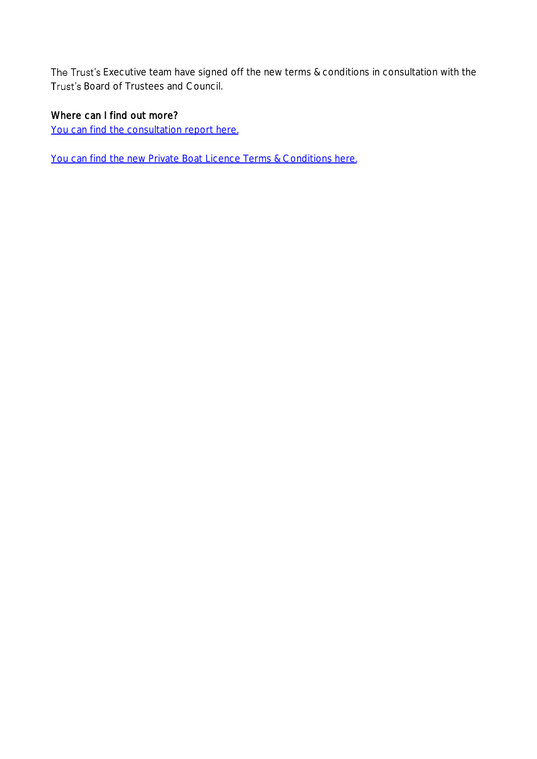The Trust's Executive team have signed off the new terms & conditions in consultation with the Trust's Board of Trustees and Council.

**Where can I find out more?**

You can find the consultation report here.

You can find the new Private Boat Licence Terms & Conditions here.